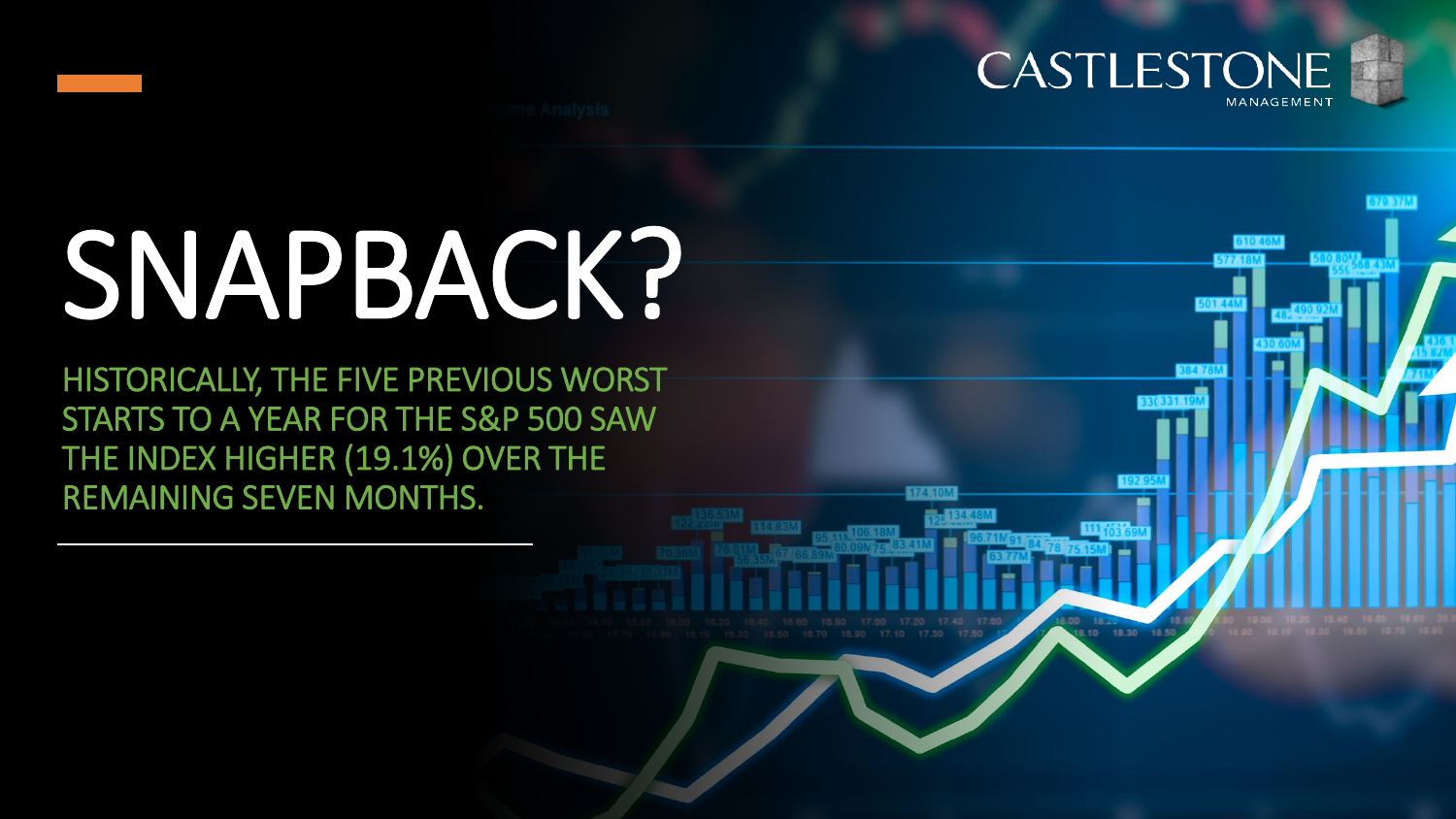CASTLESTONE MANAGEMENT

# SNAPBACK?

HISTORICALLY, THE FIVE PREVIOUS WORST STARTS TO A YEAR FOR THE S&P 500 SAW THE INDEX HIGHER (19.1%) OVER THE REMAINING SEVEN MONTHS.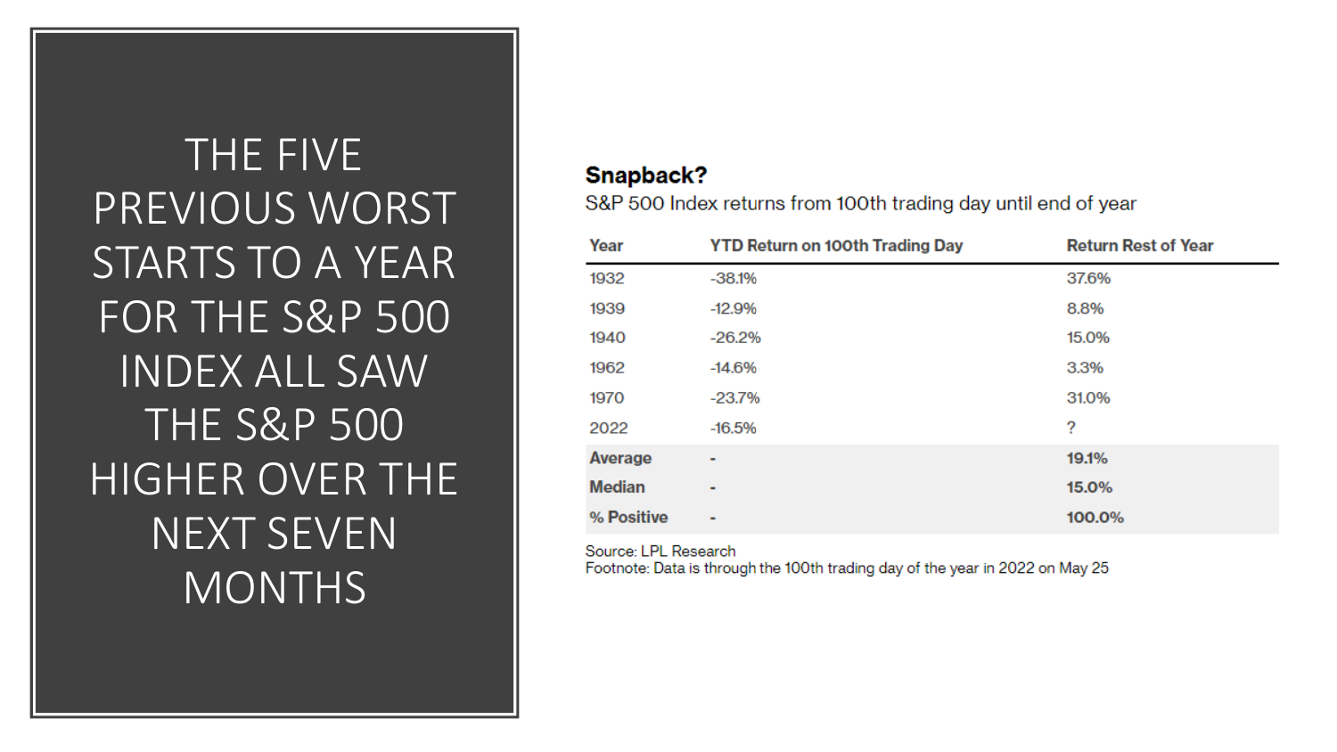# THE FIVE PREVIOUS WORST STARTS TO A YEAR FOR THE S&P 500 INDEX ALL SAW THE S&P 500 HIGHER OVER THE NEXT SEVEN MONTHS

**Snapback?**

S&P 500 Index returns from 100th trading day until end of year

| Year | YTD Return on 100th Trading Day | Return Rest of Year |
|---|---|---|
| 1932 | -38.1% | 37.6% |
| 1939 | -12.9% | 8.8% |
| 1940 | -26.2% | 15.0% |
| 1962 | -14.6% | 3.3% |
| 1970 | -23.7% | 31.0% |
| 2022 | -16.5% | ? |
| **Average** | **-** | **19.1%** |
| **Median** | **-** | **15.0%** |
| **% Positive** | **-** | **100.0%** |

Source: LPL Research
Footnote: Data is through the 100th trading day of the year in 2022 on May 25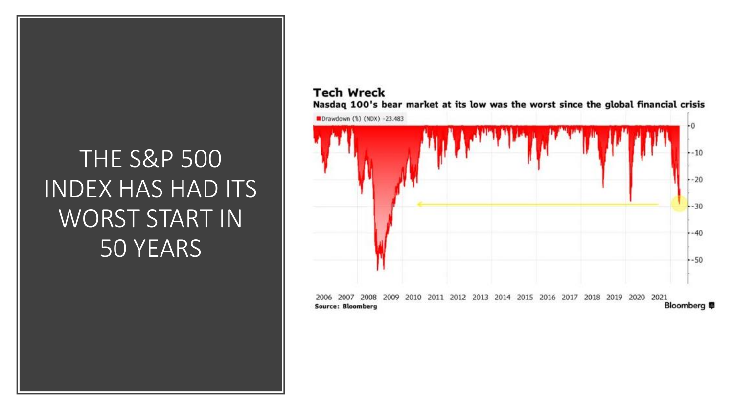# THE S&P 500 INDEX HAS HAD ITS WORST START IN 50 YEARS

**Tech Wreck**

**Nasdaq 100's bear market at its low was the worst since the global financial crisis**

Drawdown (%) (NDX) -23.483

Source: Bloomberg

Bloomberg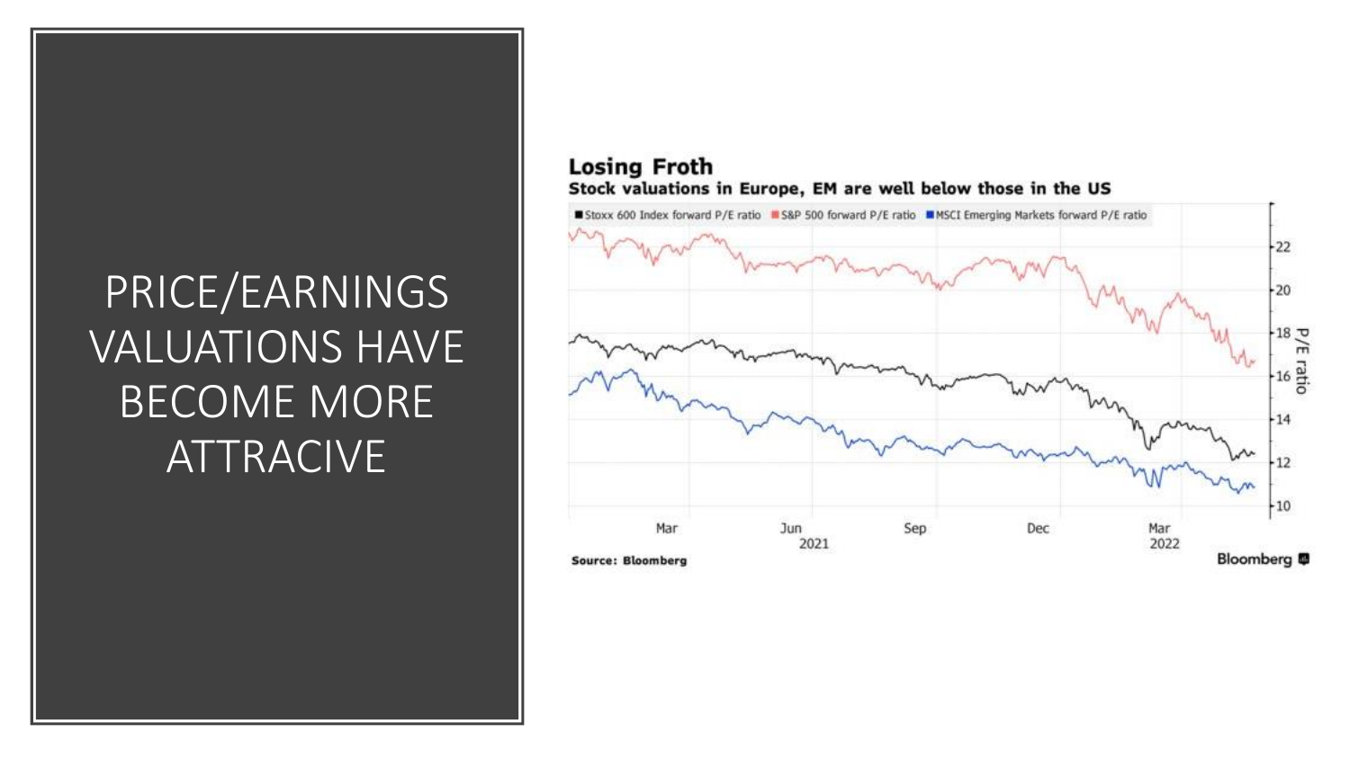# PRICE/EARNINGS VALUATIONS HAVE BECOME MORE ATTRACIVE

**Losing Froth**

**Stock valuations in Europe, EM are well below those in the US**

■ Stoxx 600 Index forward P/E ratio ■ S&P 500 forward P/E ratio ■ MSCI Emerging Markets forward P/E ratio

P/E ratio: 10, 12, 14, 16, 18, 20, 22

Mar, Jun 2021, Sep, Dec, Mar 2022

**Source: Bloomberg**

**Bloomberg**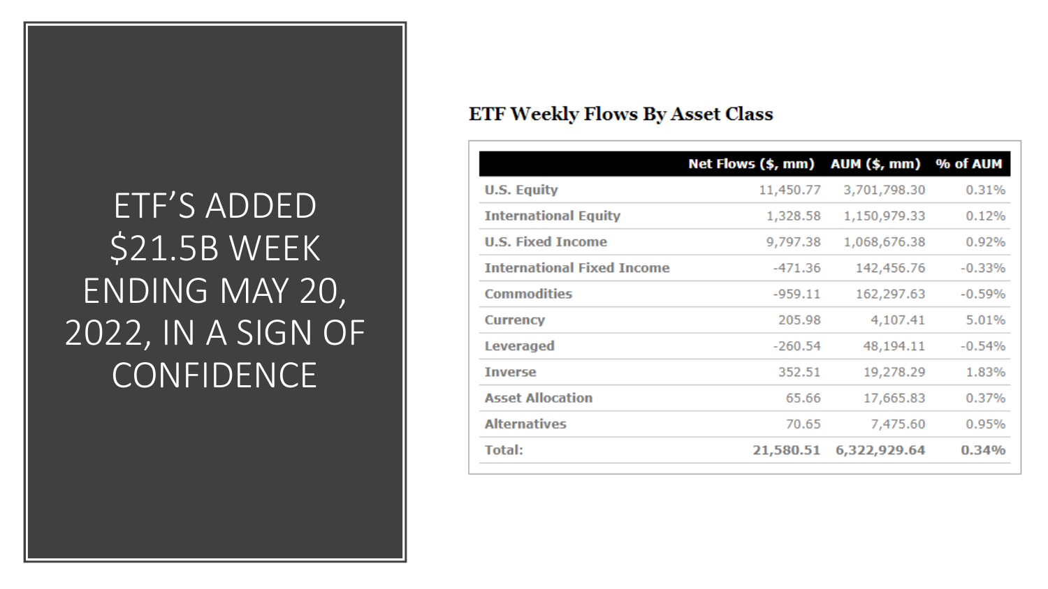# ETF'S ADDED $21.5B WEEK ENDING MAY 20, 2022, IN A SIGN OF CONFIDENCE

## ETF Weekly Flows By Asset Class

| | Net Flows ($, mm) | AUM ($, mm) | % of AUM |
|---|---|---|---|
| U.S. Equity | 11,450.77 | 3,701,798.30 | 0.31% |
| International Equity | 1,328.58 | 1,150,979.33 | 0.12% |
| U.S. Fixed Income | 9,797.38 | 1,068,676.38 | 0.92% |
| International Fixed Income | -471.36 | 142,456.76 | -0.33% |
| Commodities | -959.11 | 162,297.63 | -0.59% |
| Currency | 205.98 | 4,107.41 | 5.01% |
| Leveraged | -260.54 | 48,194.11 | -0.54% |
| Inverse | 352.51 | 19,278.29 | 1.83% |
| Asset Allocation | 65.66 | 17,665.83 | 0.37% |
| Alternatives | 70.65 | 7,475.60 | 0.95% |
| **Total:** | **21,580.51** | **6,322,929.64** | **0.34%** |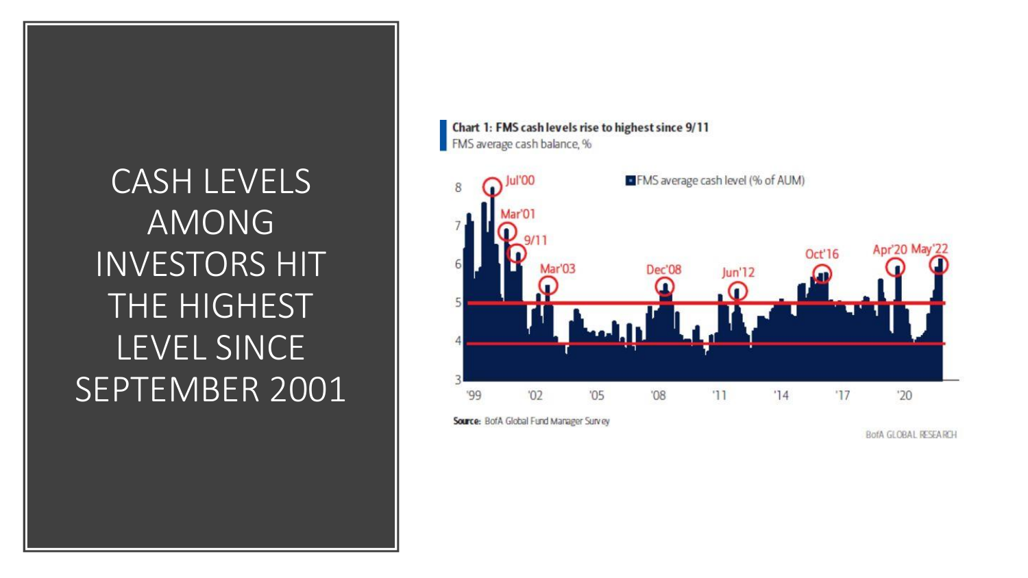# CASH LEVELS AMONG INVESTORS HIT THE HIGHEST LEVEL SINCE SEPTEMBER 2001

**Chart 1: FMS cash levels rise to highest since 9/11**

FMS average cash balance, %

■ FMS average cash level (% of AUM)

Jul'00, Mar'01, 9/11, Mar'03, Dec'08, Jun'12, Oct'16, Apr'20, May'22

8, 7, 6, 5, 4, 3

'99, '02, '05, '08, '11, '14, '17, '20

**Source:** BofA Global Fund Manager Survey

BofA GLOBAL RESEARCH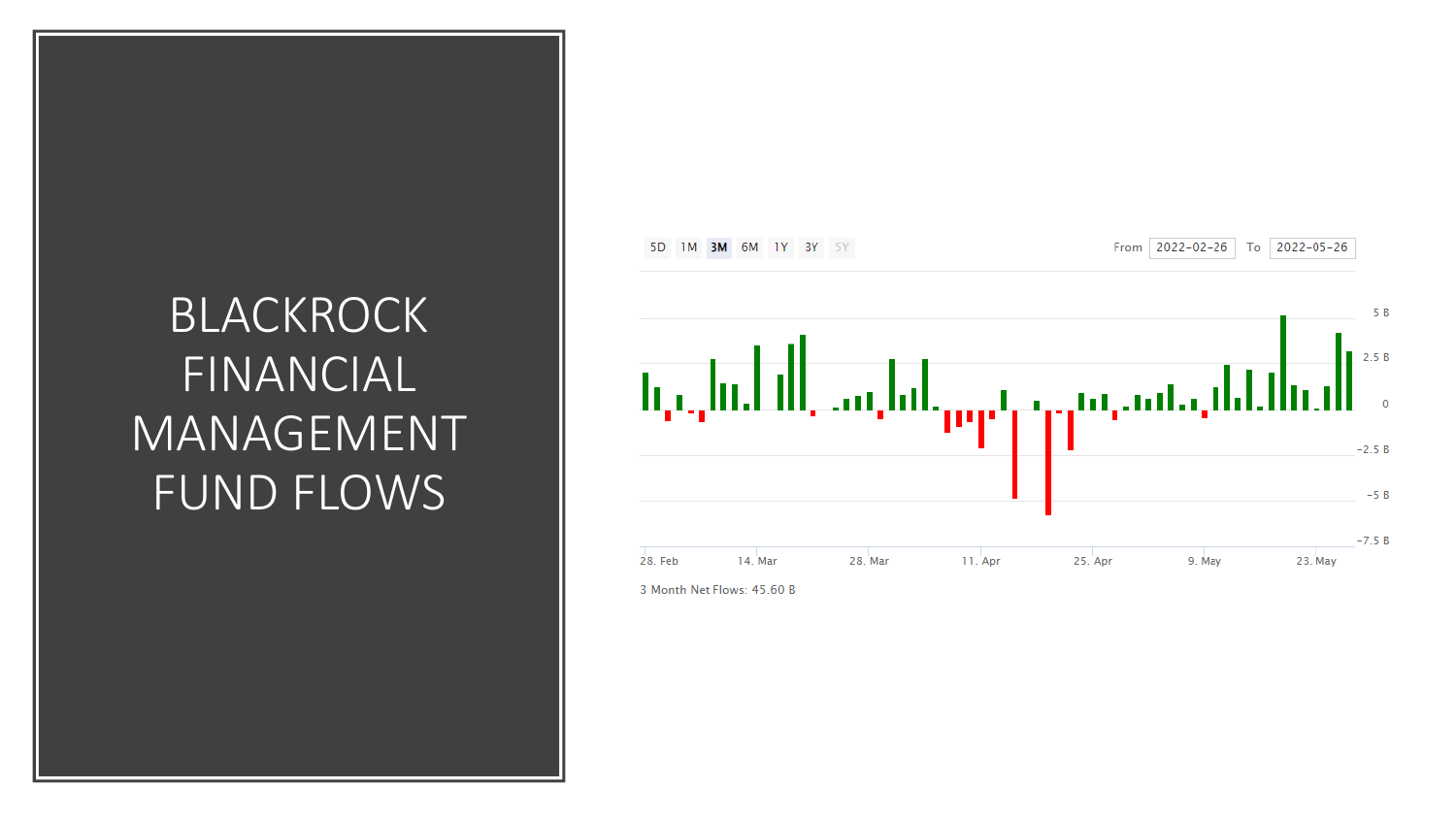# BLACKROCK FINANCIAL MANAGEMENT FUND FLOWS

5D 1M **3M** 6M 1Y 3Y 5Y

From 2022-02-26 To 2022-05-26

5 B
2.5 B
0
−2.5 B
−5 B
−7.5 B

28. Feb 14. Mar 28. Mar 11. Apr 25. Apr 9. May 23. May

3 Month Net Flows: 45.60 B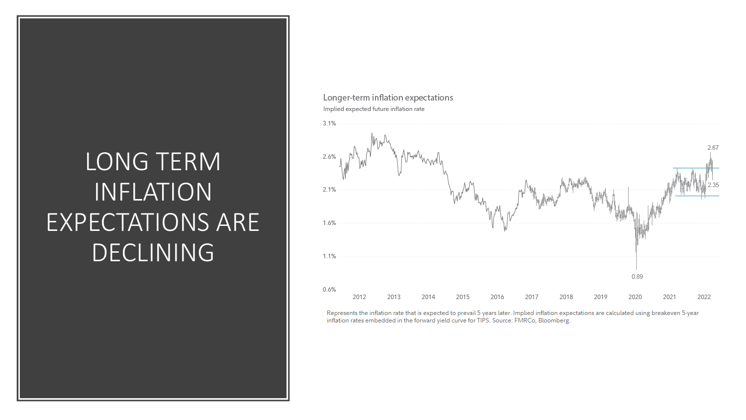# LONG TERM INFLATION EXPECTATIONS ARE DECLINING

**Longer-term inflation expectations**

Implied expected future inflation rate

3.1%
2.6%
2.1%
1.6%
1.1%
0.6%

2.67
2.35
0.89

2012 2013 2014 2015 2016 2017 2018 2019 2020 2021 2022

Represents the inflation rate that is expected to prevail 5 years later. Implied inflation expectations are calculated using breakeven 5-year inflation rates embedded in the forward yield curve for TIPS. Source: FMRCo, Bloomberg.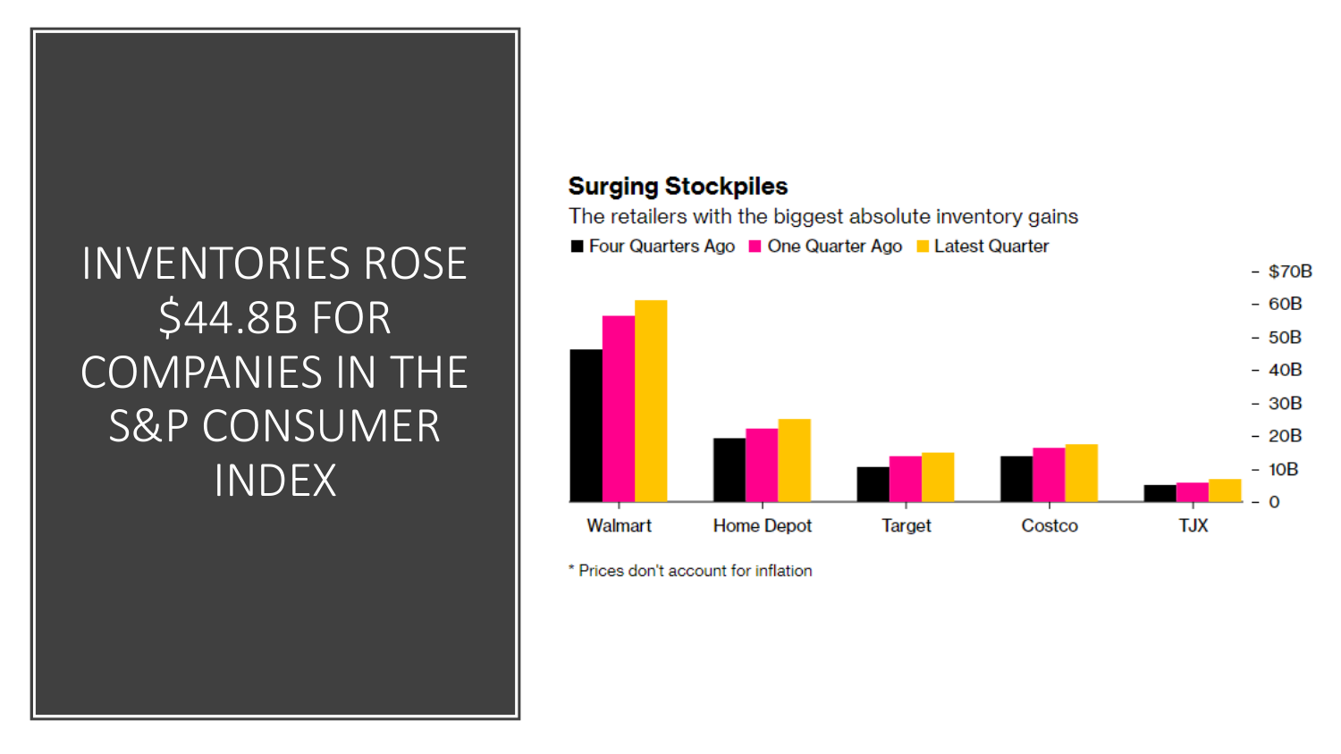# INVENTORIES ROSE $44.8B FOR COMPANIES IN THE S&P CONSUMER INDEX

**Surging Stockpiles**

The retailers with the biggest absolute inventory gains

■ Four Quarters Ago ■ One Quarter Ago ■ Latest Quarter

$70B
60B
50B
40B
30B
20B
10B
0

Walmart Home Depot Target Costco TJX

* Prices don't account for inflation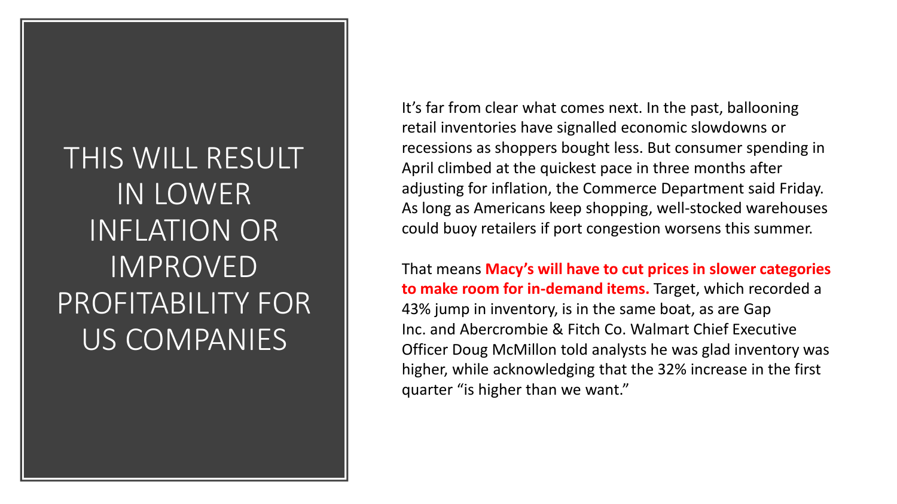# THIS WILL RESULT IN LOWER INFLATION OR IMPROVED PROFITABILITY FOR US COMPANIES

It’s far from clear what comes next. In the past, ballooning retail inventories have signalled economic slowdowns or recessions as shoppers bought less. But consumer spending in April climbed at the quickest pace in three months after adjusting for inflation, the Commerce Department said Friday. As long as Americans keep shopping, well-stocked warehouses could buoy retailers if port congestion worsens this summer.

That means **Macy’s will have to cut prices in slower categories to make room for in-demand items.** Target, which recorded a 43% jump in inventory, is in the same boat, as are Gap Inc. and Abercrombie & Fitch Co. Walmart Chief Executive Officer Doug McMillon told analysts he was glad inventory was higher, while acknowledging that the 32% increase in the first quarter “is higher than we want.”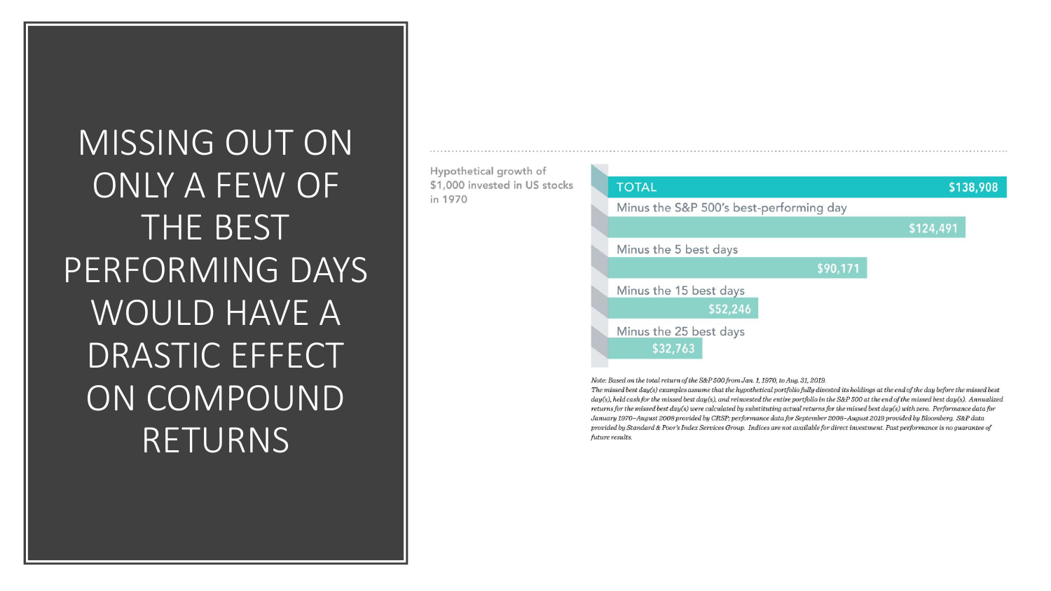# MISSING OUT ON ONLY A FEW OF THE BEST PERFORMING DAYS WOULD HAVE A DRASTIC EFFECT ON COMPOUND RETURNS

Hypothetical growth of $1,000 invested in US stocks in 1970

| | |
|---|---|
| TOTAL | $138,908 |
| Minus the S&P 500's best-performing day | $124,491 |
| Minus the 5 best days | $90,171 |
| Minus the 15 best days | $52,246 |
| Minus the 25 best days | $32,763 |

*Note: Based on the total return of the S&P 500 from Jan. 1, 1970, to Aug. 31, 2019.*
*The missed best day(s) examples assume that the hypothetical portfolio fully divested its holdings at the end of the day before the missed best day(s), held cash for the missed best day(s), and reinvested the entire portfolio in the S&P 500 at the end of the missed best day(s). Annualized returns for the missed best day(s) were calculated by substituting actual returns for the missed best day(s) with zero. Performance data for January 1970–August 2008 provided by CRSP; performance data for September 2008–August 2019 provided by Bloomberg. S&P data provided by Standard & Poor's Index Services Group. Indices are not available for direct investment. Past performance is no guarantee of future results.*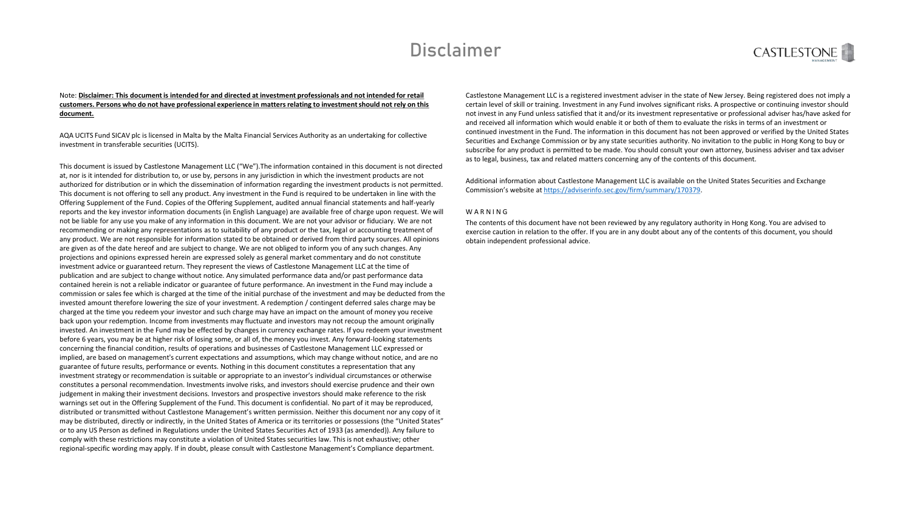# Disclaimer

Note: **Disclaimer: This document is intended for and directed at investment professionals and not intended for retail customers. Persons who do not have professional experience in matters relating to investment should not rely on this document.**

AQA UCITS Fund SICAV plc is licensed in Malta by the Malta Financial Services Authority as an undertaking for collective investment in transferable securities (UCITS).

This document is issued by Castlestone Management LLC ("We").The information contained in this document is not directed at, nor is it intended for distribution to, or use by, persons in any jurisdiction in which the investment products are not authorized for distribution or in which the dissemination of information regarding the investment products is not permitted. This document is not offering to sell any product. Any investment in the Fund is required to be undertaken in line with the Offering Supplement of the Fund. Copies of the Offering Supplement, audited annual financial statements and half-yearly reports and the key investor information documents (in English Language) are available free of charge upon request. We will not be liable for any use you make of any information in this document. We are not your advisor or fiduciary. We are not recommending or making any representations as to suitability of any product or the tax, legal or accounting treatment of any product. We are not responsible for information stated to be obtained or derived from third party sources. All opinions are given as of the date hereof and are subject to change. We are not obliged to inform you of any such changes. Any projections and opinions expressed herein are expressed solely as general market commentary and do not constitute investment advice or guaranteed return. They represent the views of Castlestone Management LLC at the time of publication and are subject to change without notice. Any simulated performance data and/or past performance data contained herein is not a reliable indicator or guarantee of future performance. An investment in the Fund may include a commission or sales fee which is charged at the time of the initial purchase of the investment and may be deducted from the invested amount therefore lowering the size of your investment. A redemption / contingent deferred sales charge may be charged at the time you redeem your investor and such charge may have an impact on the amount of money you receive back upon your redemption. Income from investments may fluctuate and investors may not recoup the amount originally invested. An investment in the Fund may be effected by changes in currency exchange rates. If you redeem your investment before 6 years, you may be at higher risk of losing some, or all of, the money you invest. Any forward-looking statements concerning the financial condition, results of operations and businesses of Castlestone Management LLC expressed or implied, are based on management's current expectations and assumptions, which may change without notice, and are no guarantee of future results, performance or events. Nothing in this document constitutes a representation that any investment strategy or recommendation is suitable or appropriate to an investor's individual circumstances or otherwise constitutes a personal recommendation. Investments involve risks, and investors should exercise prudence and their own judgement in making their investment decisions. Investors and prospective investors should make reference to the risk warnings set out in the Offering Supplement of the Fund. This document is confidential. No part of it may be reproduced, distributed or transmitted without Castlestone Management's written permission. Neither this document nor any copy of it may be distributed, directly or indirectly, in the United States of America or its territories or possessions (the "United States" or to any US Person as defined in Regulations under the United States Securities Act of 1933 (as amended)). Any failure to comply with these restrictions may constitute a violation of United States securities law. This is not exhaustive; other regional-specific wording may apply. If in doubt, please consult with Castlestone Management's Compliance department.

Castlestone Management LLC is a registered investment adviser in the state of New Jersey. Being registered does not imply a certain level of skill or training. Investment in any Fund involves significant risks. A prospective or continuing investor should not invest in any Fund unless satisfied that it and/or its investment representative or professional adviser has/have asked for and received all information which would enable it or both of them to evaluate the risks in terms of an investment or continued investment in the Fund. The information in this document has not been approved or verified by the United States Securities and Exchange Commission or by any state securities authority. No invitation to the public in Hong Kong to buy or subscribe for any product is permitted to be made. You should consult your own attorney, business adviser and tax adviser as to legal, business, tax and related matters concerning any of the contents of this document.

Additional information about Castlestone Management LLC is available on the United States Securities and Exchange Commission's website at https://adviserinfo.sec.gov/firm/summary/170379.

W A R N I N G

The contents of this document have not been reviewed by any regulatory authority in Hong Kong. You are advised to exercise caution in relation to the offer. If you are in any doubt about any of the contents of this document, you should obtain independent professional advice.